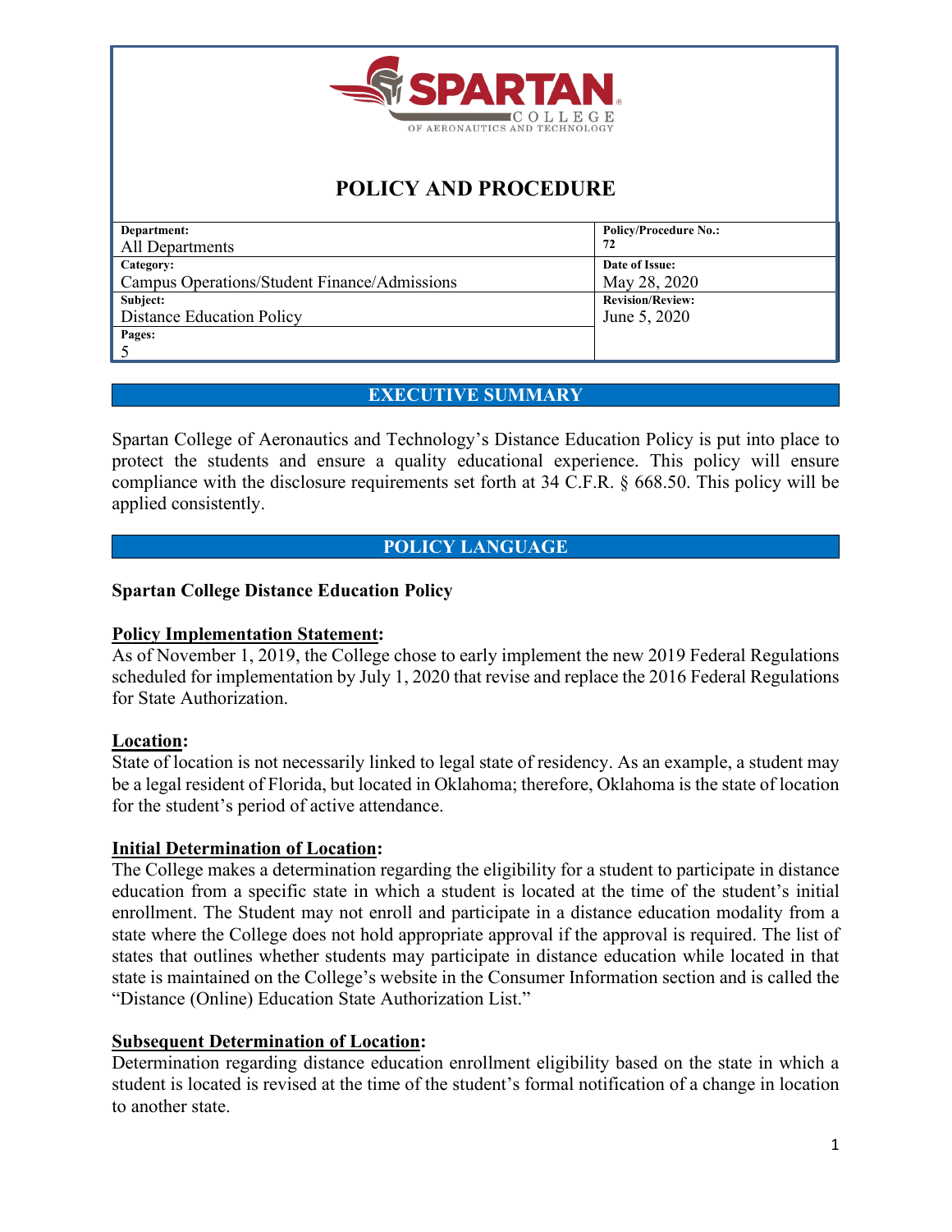# POLICY AND PROCEDURE

| Department: All Departments | Policy/Procedure No.: 72 |
|---|---|
| Category: Campus Operations/Student Finance/Admissions | Date of Issue: May 28, 2020 |
| Subject: Distance Education Policy | Revision/Review: June 5, 2020 |
| Pages: 5 | |

## EXECUTIVE SUMMARY

Spartan College of Aeronautics and Technology's Distance Education Policy is put into place to protect the students and ensure a quality educational experience. This policy will ensure compliance with the disclosure requirements set forth at 34 C.F.R. § 668.50. This policy will be applied consistently.

## POLICY LANGUAGE

**Spartan College Distance Education Policy**

**Policy Implementation Statement:**
As of November 1, 2019, the College chose to early implement the new 2019 Federal Regulations scheduled for implementation by July 1, 2020 that revise and replace the 2016 Federal Regulations for State Authorization.

**Location:**
State of location is not necessarily linked to legal state of residency. As an example, a student may be a legal resident of Florida, but located in Oklahoma; therefore, Oklahoma is the state of location for the student's period of active attendance.

**Initial Determination of Location:**
The College makes a determination regarding the eligibility for a student to participate in distance education from a specific state in which a student is located at the time of the student's initial enrollment. The Student may not enroll and participate in a distance education modality from a state where the College does not hold appropriate approval if the approval is required. The list of states that outlines whether students may participate in distance education while located in that state is maintained on the College's website in the Consumer Information section and is called the "Distance (Online) Education State Authorization List."

**Subsequent Determination of Location:**
Determination regarding distance education enrollment eligibility based on the state in which a student is located is revised at the time of the student's formal notification of a change in location to another state.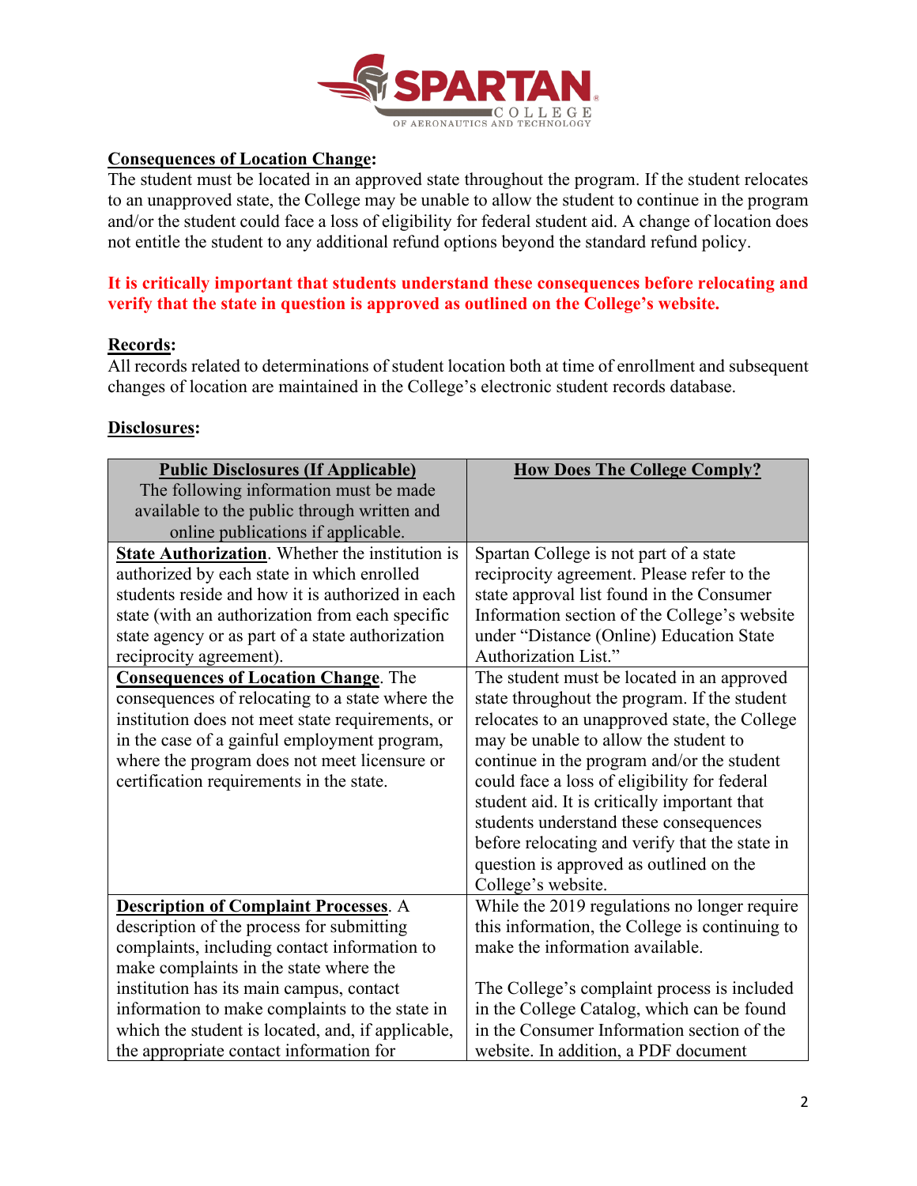**Consequences of Location Change:**

The student must be located in an approved state throughout the program. If the student relocates to an unapproved state, the College may be unable to allow the student to continue in the program and/or the student could face a loss of eligibility for federal student aid. A change of location does not entitle the student to any additional refund options beyond the standard refund policy.

**It is critically important that students understand these consequences before relocating and verify that the state in question is approved as outlined on the College's website.**

**Records:**

All records related to determinations of student location both at time of enrollment and subsequent changes of location are maintained in the College's electronic student records database.

**Disclosures:**

| **Public Disclosures (If Applicable)** The following information must be made available to the public through written and online publications if applicable. | **How Does The College Comply?** |
|---|---|
| **State Authorization**. Whether the institution is authorized by each state in which enrolled students reside and how it is authorized in each state (with an authorization from each specific state agency or as part of a state authorization reciprocity agreement). | Spartan College is not part of a state reciprocity agreement. Please refer to the state approval list found in the Consumer Information section of the College's website under "Distance (Online) Education State Authorization List." |
| **Consequences of Location Change**. The consequences of relocating to a state where the institution does not meet state requirements, or in the case of a gainful employment program, where the program does not meet licensure or certification requirements in the state. | The student must be located in an approved state throughout the program. If the student relocates to an unapproved state, the College may be unable to allow the student to continue in the program and/or the student could face a loss of eligibility for federal student aid. It is critically important that students understand these consequences before relocating and verify that the state in question is approved as outlined on the College's website. |
| **Description of Complaint Processes**. A description of the process for submitting complaints, including contact information to make complaints in the state where the institution has its main campus, contact information to make complaints to the state in which the student is located, and, if applicable, the appropriate contact information for | While the 2019 regulations no longer require this information, the College is continuing to make the information available.<br><br>The College's complaint process is included in the College Catalog, which can be found in the Consumer Information section of the website. In addition, a PDF document |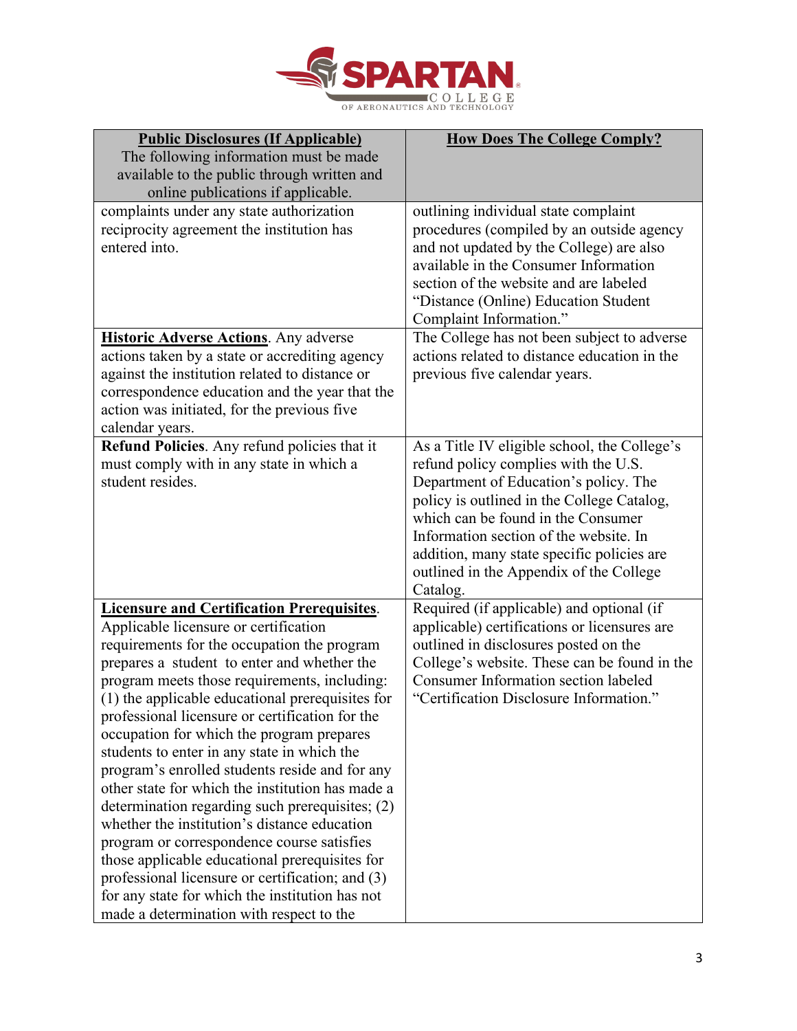| **Public Disclosures (If Applicable)** The following information must be made available to the public through written and online publications if applicable. | **How Does The College Comply?** |
|---|---|
| complaints under any state authorization reciprocity agreement the institution has entered into. | outlining individual state complaint procedures (compiled by an outside agency and not updated by the College) are also available in the Consumer Information section of the website and are labeled "Distance (Online) Education Student Complaint Information." |
| **Historic Adverse Actions**. Any adverse actions taken by a state or accrediting agency against the institution related to distance or correspondence education and the year that the action was initiated, for the previous five calendar years. | The College has not been subject to adverse actions related to distance education in the previous five calendar years. |
| **Refund Policies**. Any refund policies that it must comply with in any state in which a student resides. | As a Title IV eligible school, the College's refund policy complies with the U.S. Department of Education's policy. The policy is outlined in the College Catalog, which can be found in the Consumer Information section of the website. In addition, many state specific policies are outlined in the Appendix of the College Catalog. |
| **Licensure and Certification Prerequisites**. Applicable licensure or certification requirements for the occupation the program prepares a student to enter and whether the program meets those requirements, including: (1) the applicable educational prerequisites for professional licensure or certification for the occupation for which the program prepares students to enter in any state in which the program's enrolled students reside and for any other state for which the institution has made a determination regarding such prerequisites; (2) whether the institution's distance education program or correspondence course satisfies those applicable educational prerequisites for professional licensure or certification; and (3) for any state for which the institution has not made a determination with respect to the | Required (if applicable) and optional (if applicable) certifications or licensures are outlined in disclosures posted on the College's website. These can be found in the Consumer Information section labeled "Certification Disclosure Information." |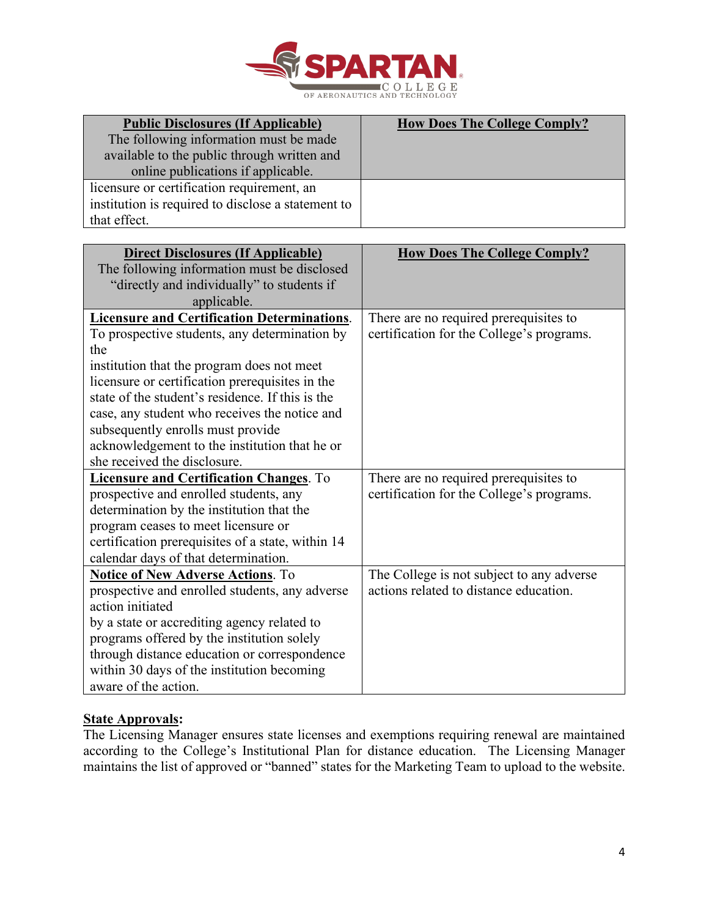| Public Disclosures (If Applicable) The following information must be made available to the public through written and online publications if applicable. | How Does The College Comply? |
| --- | --- |
| licensure or certification requirement, an institution is required to disclose a statement to that effect. | |

| Direct Disclosures (If Applicable) The following information must be disclosed "directly and individually" to students if applicable. | How Does The College Comply? |
| --- | --- |
| **Licensure and Certification Determinations**. To prospective students, any determination by the institution that the program does not meet licensure or certification prerequisites in the state of the student's residence. If this is the case, any student who receives the notice and subsequently enrolls must provide acknowledgement to the institution that he or she received the disclosure. | There are no required prerequisites to certification for the College's programs. |
| **Licensure and Certification Changes**. To prospective and enrolled students, any determination by the institution that the program ceases to meet licensure or certification prerequisites of a state, within 14 calendar days of that determination. | There are no required prerequisites to certification for the College's programs. |
| **Notice of New Adverse Actions**. To prospective and enrolled students, any adverse action initiated by a state or accrediting agency related to programs offered by the institution solely through distance education or correspondence within 30 days of the institution becoming aware of the action. | The College is not subject to any adverse actions related to distance education. |

**State Approvals:**

The Licensing Manager ensures state licenses and exemptions requiring renewal are maintained according to the College's Institutional Plan for distance education. The Licensing Manager maintains the list of approved or "banned" states for the Marketing Team to upload to the website.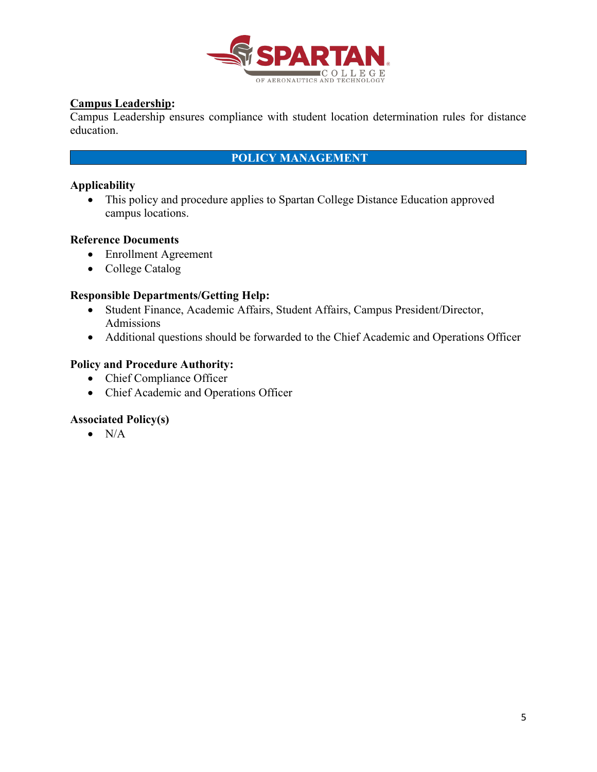**Campus Leadership:**

Campus Leadership ensures compliance with student location determination rules for distance education.

## POLICY MANAGEMENT

**Applicability**

- This policy and procedure applies to Spartan College Distance Education approved campus locations.

**Reference Documents**

- Enrollment Agreement
- College Catalog

**Responsible Departments/Getting Help:**

- Student Finance, Academic Affairs, Student Affairs, Campus President/Director, Admissions
- Additional questions should be forwarded to the Chief Academic and Operations Officer

**Policy and Procedure Authority:**

- Chief Compliance Officer
- Chief Academic and Operations Officer

**Associated Policy(s)**

- N/A